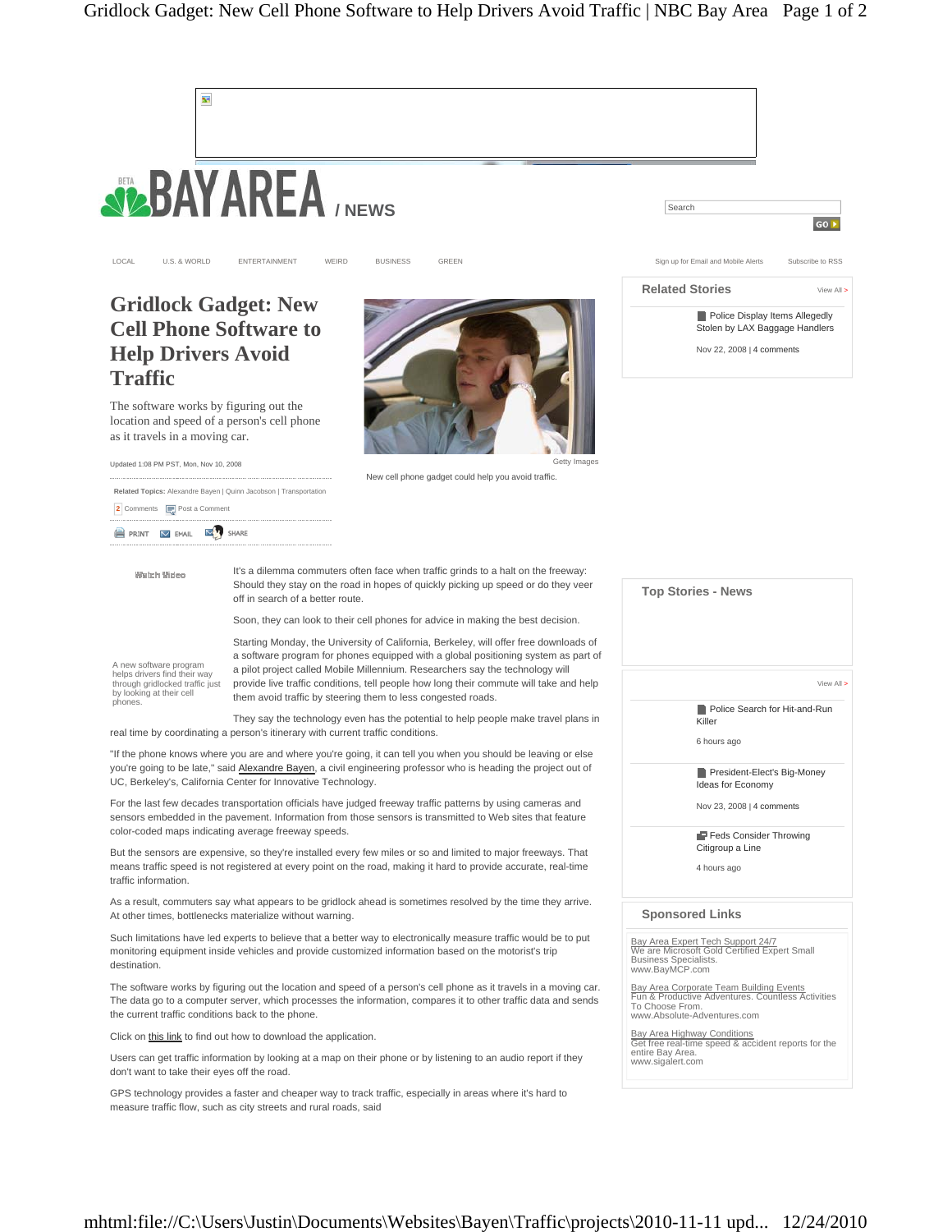# Gridlock Gadget: New Cell Phone Software to Help Drivers Avoid Traffic

The software works by figuring out the location and speed of a person's cell phone as it travels in a moving car.

Updated 1:08 PM PST, Mon, Nov 10, 2008

**Related Topics:** Alexandre Bayen | Quinn Jacobson | Transportation

2 Comments | Post a Comment

PRINT | EMAIL | SHARE

Getty Images

New cell phone gadget could help you avoid traffic.

Watch Video

A new software program helps drivers find their way through gridlocked traffic just by looking at their cell phones.

It's a dilemma commuters often face when traffic grinds to a halt on the freeway: Should they stay on the road in hopes of quickly picking up speed or do they veer off in search of a better route.

Soon, they can look to their cell phones for advice in making the best decision.

Starting Monday, the University of California, Berkeley, will offer free downloads of a software program for phones equipped with a global positioning system as part of a pilot project called Mobile Millennium. Researchers say the technology will provide live traffic conditions, tell people how long their commute will take and help them avoid traffic by steering them to less congested roads.

They say the technology even has the potential to help people make travel plans in real time by coordinating a person's itinerary with current traffic conditions.

"If the phone knows where you are and where you're going, it can tell you when you should be leaving or else you're going to be late," said Alexandre Bayen, a civil engineering professor who is heading the project out of UC, Berkeley's, California Center for Innovative Technology.

For the last few decades transportation officials have judged freeway traffic patterns by using cameras and sensors embedded in the pavement. Information from those sensors is transmitted to Web sites that feature color-coded maps indicating average freeway speeds.

But the sensors are expensive, so they're installed every few miles or so and limited to major freeways. That means traffic speed is not registered at every point on the road, making it hard to provide accurate, real-time traffic information.

As a result, commuters say what appears to be gridlock ahead is sometimes resolved by the time they arrive. At other times, bottlenecks materialize without warning.

Such limitations have led experts to believe that a better way to electronically measure traffic would be to put monitoring equipment inside vehicles and provide customized information based on the motorist's trip destination.

The software works by figuring out the location and speed of a person's cell phone as it travels in a moving car. The data go to a computer server, which processes the information, compares it to other traffic data and sends the current traffic conditions back to the phone.

Click on this link to find out how to download the application.

Users can get traffic information by looking at a map on their phone or by listening to an audio report if they don't want to take their eyes off the road.

GPS technology provides a faster and cheaper way to track traffic, especially in areas where it's hard to measure traffic flow, such as city streets and rural roads, said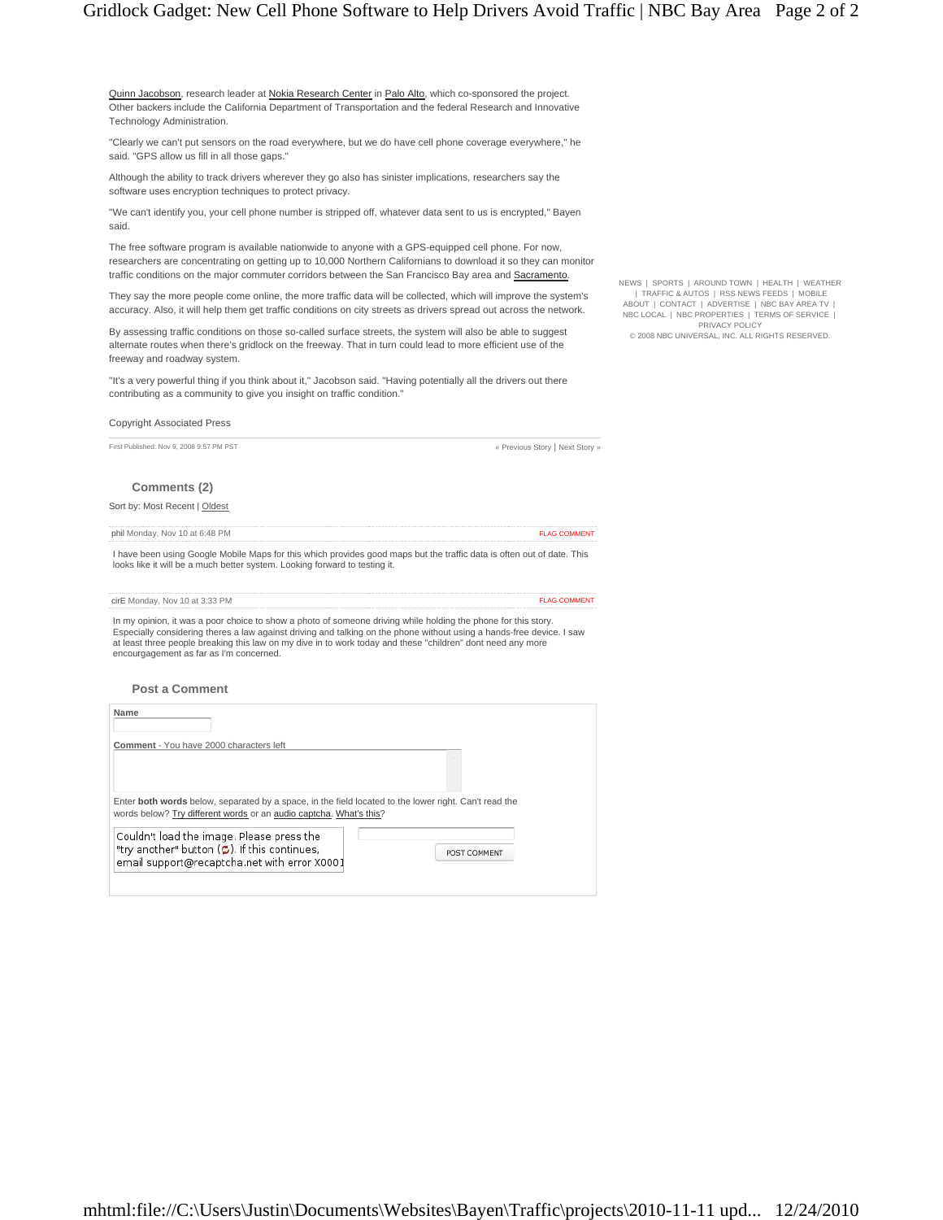Quinn Jacobson, research leader at Nokia Research Center in Palo Alto, which co-sponsored the project. Other backers include the California Department of Transportation and the federal Research and Innovative Technology Administration.

"Clearly we can't put sensors on the road everywhere, but we do have cell phone coverage everywhere," he said. "GPS allow us fill in all those gaps."

Although the ability to track drivers wherever they go also has sinister implications, researchers say the software uses encryption techniques to protect privacy.

"We can't identify you, your cell phone number is stripped off, whatever data sent to us is encrypted," Bayen said.

The free software program is available nationwide to anyone with a GPS-equipped cell phone. For now, researchers are concentrating on getting up to 10,000 Northern Californians to download it so they can monitor traffic conditions on the major commuter corridors between the San Francisco Bay area and Sacramento.

They say the more people come online, the more traffic data will be collected, which will improve the system's accuracy. Also, it will help them get traffic conditions on city streets as drivers spread out across the network.

By assessing traffic conditions on those so-called surface streets, the system will also be able to suggest alternate routes when there's gridlock on the freeway. That in turn could lead to more efficient use of the freeway and roadway system.

"It's a very powerful thing if you think about it," Jacobson said. "Having potentially all the drivers out there contributing as a community to give you insight on traffic condition."

Copyright Associated Press

First Published: Nov 9, 2008 9:57 PM PST

« Previous Story | Next Story »

NEWS | SPORTS | AROUND TOWN | HEALTH | WEATHER | TRAFFIC & AUTOS | RSS NEWS FEEDS | MOBILE
ABOUT | CONTACT | ADVERTISE | NBC BAY AREA TV | NBC LOCAL | NBC PROPERTIES | TERMS OF SERVICE | PRIVACY POLICY
© 2008 NBC UNIVERSAL, INC. ALL RIGHTS RESERVED.

## Comments (2)

Sort by: Most Recent | Oldest

phil Monday, Nov 10 at 6:48 PM — FLAG COMMENT

I have been using Google Mobile Maps for this which provides good maps but the traffic data is often out of date. This looks like it will be a much better system. Looking forward to testing it.

cirE Monday, Nov 10 at 3:33 PM — FLAG COMMENT

In my opinion, it was a poor choice to show a photo of someone driving while holding the phone for this story. Especially considering theres a law against driving and talking on the phone without using a hands-free device. I saw at least three people breaking this law on my dive in to work today and these "children" dont need any more encouragement as far as I'm concerned.

## Post a Comment

**Name**

**Comment** - You have 2000 characters left

Enter **both words** below, separated by a space, in the field located to the lower right. Can't read the words below? Try different words or an audio captcha. What's this?

Couldn't load the image. Please press the "try another" button. If this continues, email support@recaptcha.net with error X0001

POST COMMENT